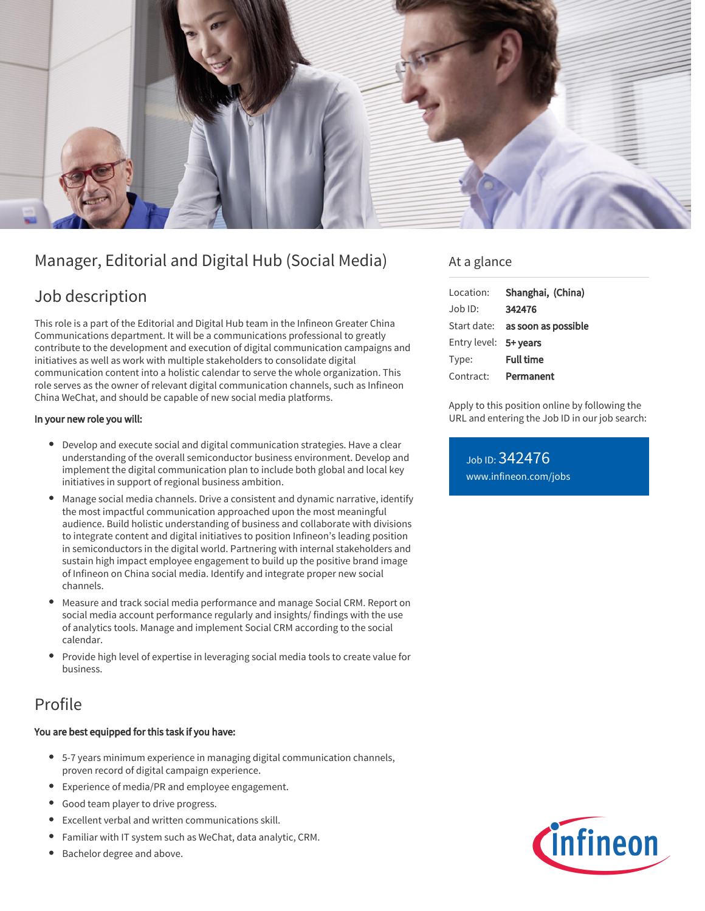# Manager, Editorial and Digital Hub (Social Media)

## Job description

This role is a part of the Editorial and Digital Hub team in the Infineon Greater China Communications department. It will be a communications professional to greatly contribute to the development and execution of digital communication campaigns and initiatives as well as work with multiple stakeholders to consolidate digital communication content into a holistic calendar to serve the whole organization. This role serves as the owner of relevant digital communication channels, such as Infineon China WeChat, and should be capable of new social media platforms.

**In your new role you will:**

- Develop and execute social and digital communication strategies. Have a clear understanding of the overall semiconductor business environment. Develop and implement the digital communication plan to include both global and local key initiatives in support of regional business ambition.
- Manage social media channels. Drive a consistent and dynamic narrative, identify the most impactful communication approached upon the most meaningful audience. Build holistic understanding of business and collaborate with divisions to integrate content and digital initiatives to position Infineon's leading position in semiconductors in the digital world. Partnering with internal stakeholders and sustain high impact employee engagement to build up the positive brand image of Infineon on China social media. Identify and integrate proper new social channels.
- Measure and track social media performance and manage Social CRM. Report on social media account performance regularly and insights/ findings with the use of analytics tools. Manage and implement Social CRM according to the social calendar.
- Provide high level of expertise in leveraging social media tools to create value for business.

## Profile

**You are best equipped for this task if you have:**

- 5-7 years minimum experience in managing digital communication channels, proven record of digital campaign experience.
- Experience of media/PR and employee engagement.
- Good team player to drive progress.
- Excellent verbal and written communications skill.
- Familiar with IT system such as WeChat, data analytic, CRM.
- Bachelor degree and above.

## At a glance

| | |
|---|---|
| Location: | **Shanghai, (China)** |
| Job ID: | **342476** |
| Start date: | **as soon as possible** |
| Entry level: | **5+ years** |
| Type: | **Full time** |
| Contract: | **Permanent** |

Apply to this position online by following the URL and entering the Job ID in our job search:

Job ID: 342476
www.infineon.com/jobs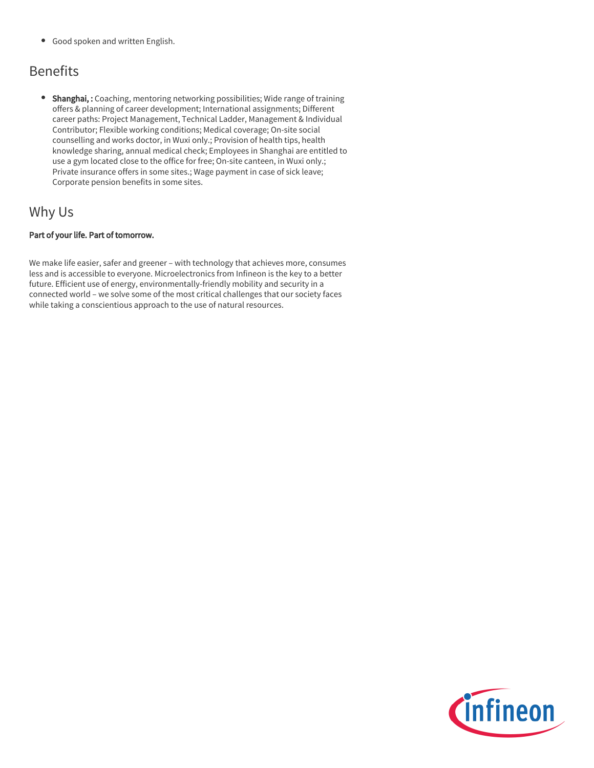- Good spoken and written English.

## Benefits

- **Shanghai, :** Coaching, mentoring networking possibilities; Wide range of training offers & planning of career development; International assignments; Different career paths: Project Management, Technical Ladder, Management & Individual Contributor; Flexible working conditions; Medical coverage; On-site social counselling and works doctor, in Wuxi only.; Provision of health tips, health knowledge sharing, annual medical check; Employees in Shanghai are entitled to use a gym located close to the office for free; On-site canteen, in Wuxi only.; Private insurance offers in some sites.; Wage payment in case of sick leave; Corporate pension benefits in some sites.

## Why Us

**Part of your life. Part of tomorrow.**

We make life easier, safer and greener – with technology that achieves more, consumes less and is accessible to everyone. Microelectronics from Infineon is the key to a better future. Efficient use of energy, environmentally-friendly mobility and security in a connected world – we solve some of the most critical challenges that our society faces while taking a conscientious approach to the use of natural resources.

infineon